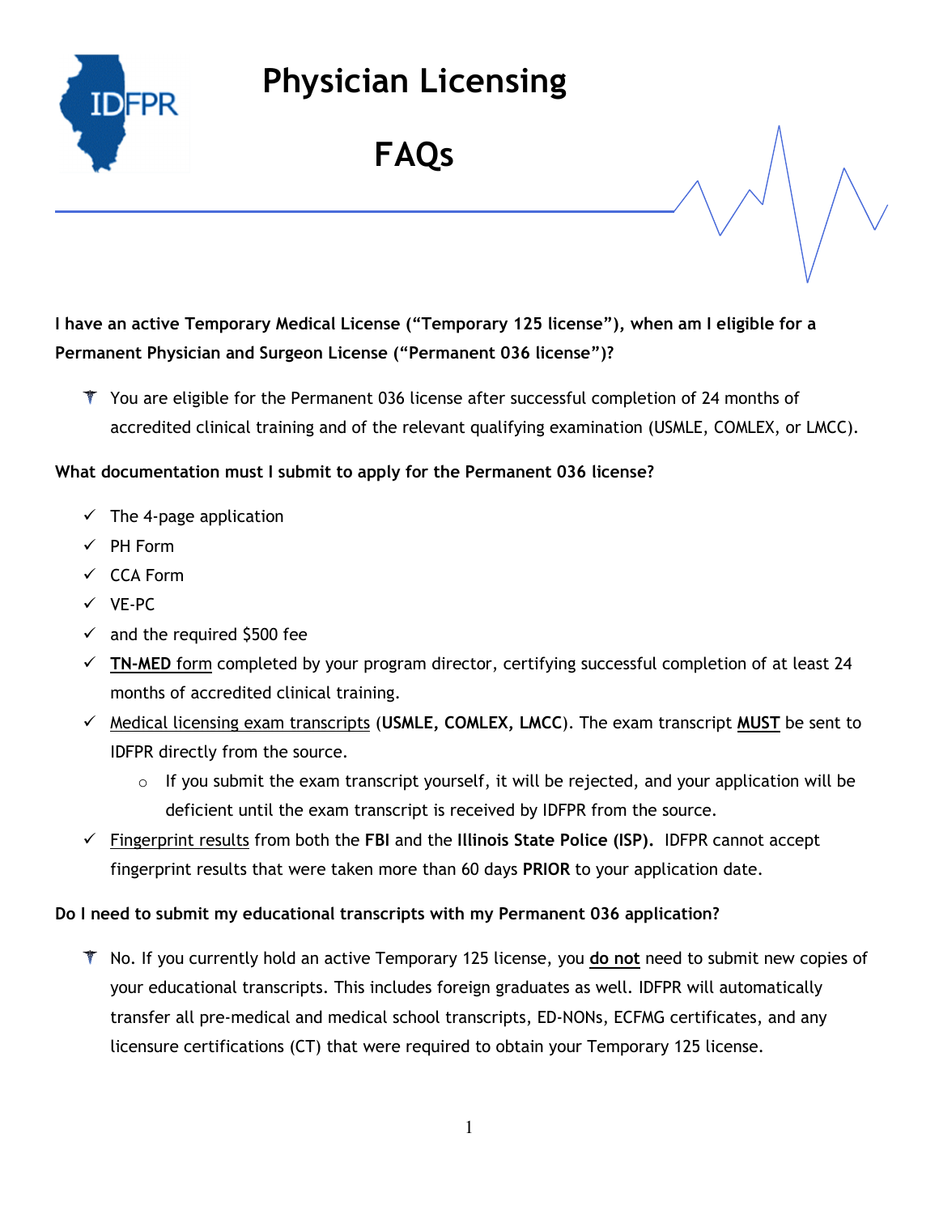# Physician Licensing

# FAQs

**I have an active Temporary Medical License ("Temporary 125 license"), when am I eligible for a Permanent Physician and Surgeon License ("Permanent 036 license")?**

- You are eligible for the Permanent 036 license after successful completion of 24 months of accredited clinical training and of the relevant qualifying examination (USMLE, COMLEX, or LMCC).

**What documentation must I submit to apply for the Permanent 036 license?**

- ✓ The 4-page application
- ✓ PH Form
- ✓ CCA Form
- ✓ VE-PC
- ✓ and the required $500 fee
- ✓ **TN-MED** form completed by your program director, certifying successful completion of at least 24 months of accredited clinical training.
- ✓ Medical licensing exam transcripts (**USMLE, COMLEX, LMCC**). The exam transcript **MUST** be sent to IDFPR directly from the source.
  - If you submit the exam transcript yourself, it will be rejected, and your application will be deficient until the exam transcript is received by IDFPR from the source.
- ✓ Fingerprint results from both the **FBI** and the **Illinois State Police (ISP).** IDFPR cannot accept fingerprint results that were taken more than 60 days **PRIOR** to your application date.

**Do I need to submit my educational transcripts with my Permanent 036 application?**

- No. If you currently hold an active Temporary 125 license, you **do not** need to submit new copies of your educational transcripts. This includes foreign graduates as well. IDFPR will automatically transfer all pre-medical and medical school transcripts, ED-NONs, ECFMG certificates, and any licensure certifications (CT) that were required to obtain your Temporary 125 license.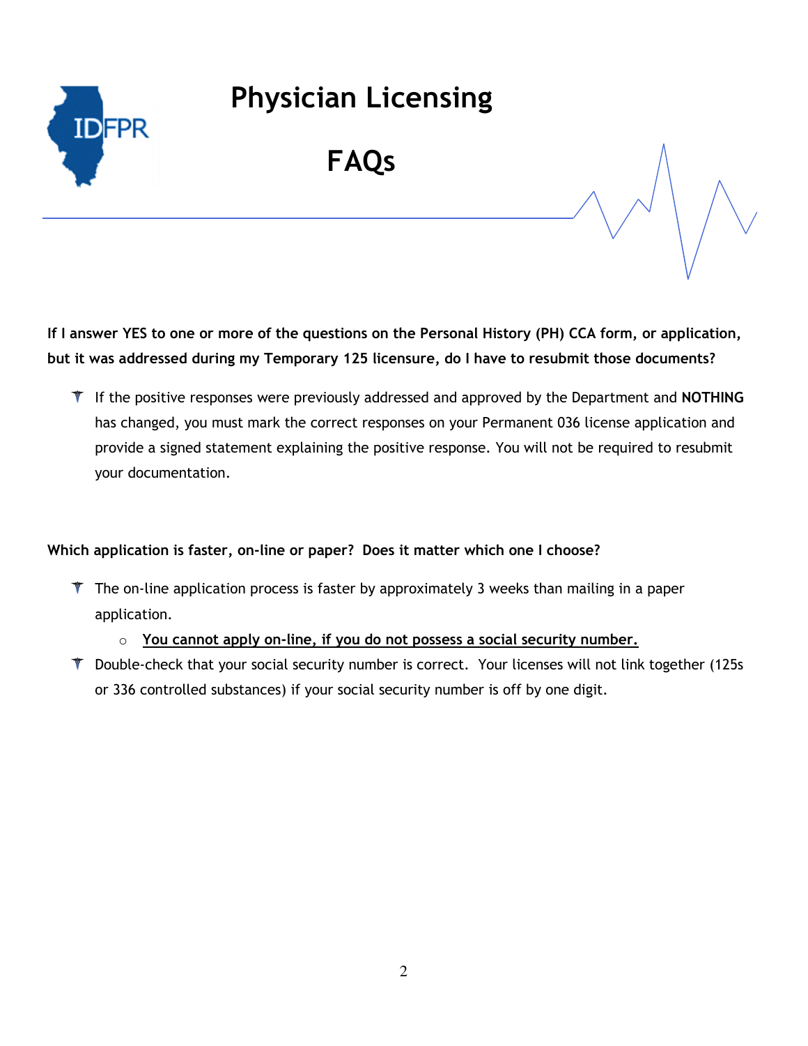# Physician Licensing

# FAQs

**If I answer YES to one or more of the questions on the Personal History (PH) CCA form, or application, but it was addressed during my Temporary 125 licensure, do I have to resubmit those documents?**

- If the positive responses were previously addressed and approved by the Department and **NOTHING** has changed, you must mark the correct responses on your Permanent 036 license application and provide a signed statement explaining the positive response. You will not be required to resubmit your documentation.

**Which application is faster, on-line or paper? Does it matter which one I choose?**

- The on-line application process is faster by approximately 3 weeks than mailing in a paper application.
  - **<u>You cannot apply on-line, if you do not possess a social security number.</u>**
- Double-check that your social security number is correct. Your licenses will not link together (125s or 336 controlled substances) if your social security number is off by one digit.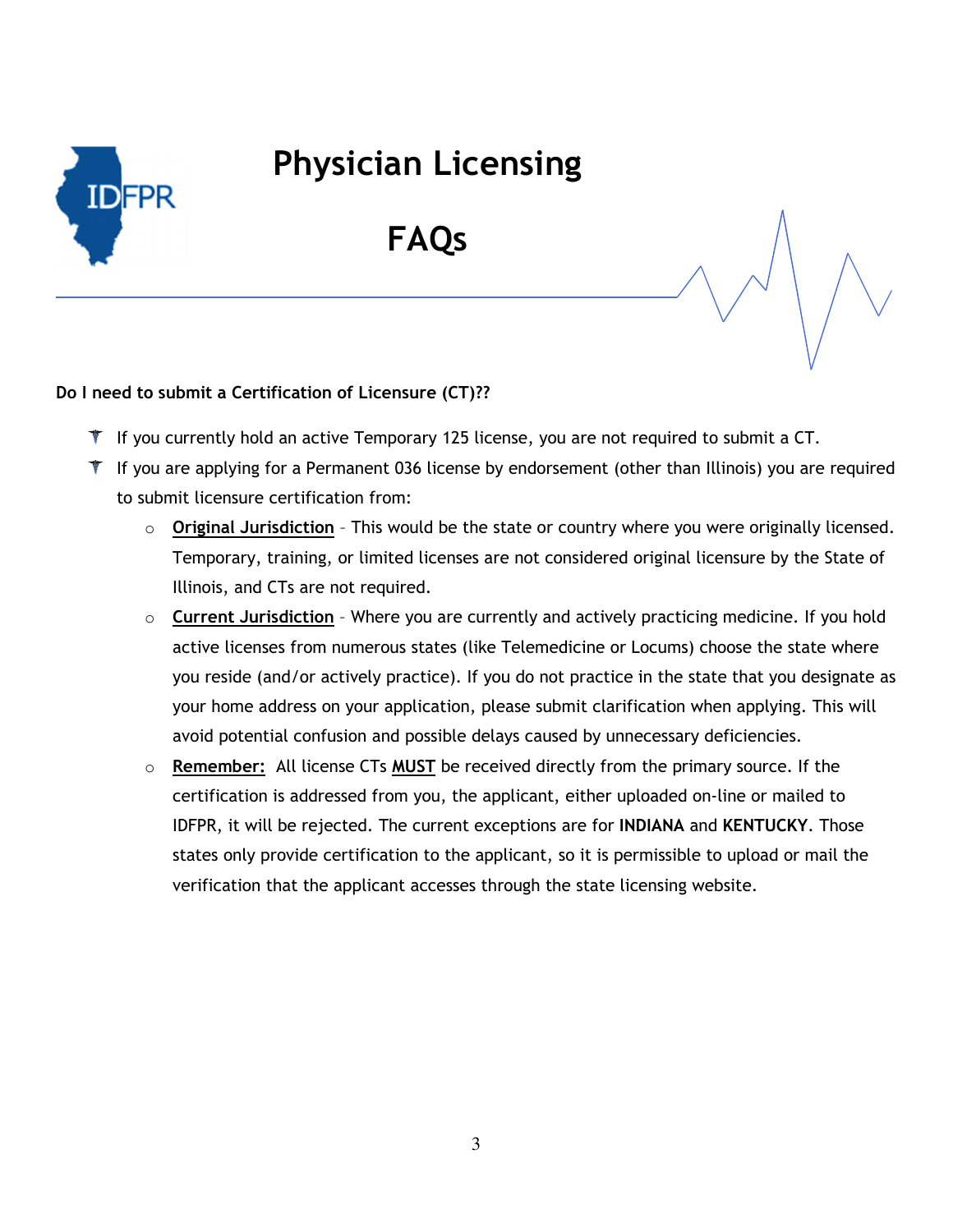# Physician Licensing

# FAQs

**Do I need to submit a Certification of Licensure (CT)??**

- If you currently hold an active Temporary 125 license, you are not required to submit a CT.
- If you are applying for a Permanent 036 license by endorsement (other than Illinois) you are required to submit licensure certification from:
  - **Original Jurisdiction** – This would be the state or country where you were originally licensed. Temporary, training, or limited licenses are not considered original licensure by the State of Illinois, and CTs are not required.
  - **Current Jurisdiction** – Where you are currently and actively practicing medicine. If you hold active licenses from numerous states (like Telemedicine or Locums) choose the state where you reside (and/or actively practice). If you do not practice in the state that you designate as your home address on your application, please submit clarification when applying. This will avoid potential confusion and possible delays caused by unnecessary deficiencies.
  - **Remember:** All license CTs **MUST** be received directly from the primary source. If the certification is addressed from you, the applicant, either uploaded on-line or mailed to IDFPR, it will be rejected. The current exceptions are for **INDIANA** and **KENTUCKY**. Those states only provide certification to the applicant, so it is permissible to upload or mail the verification that the applicant accesses through the state licensing website.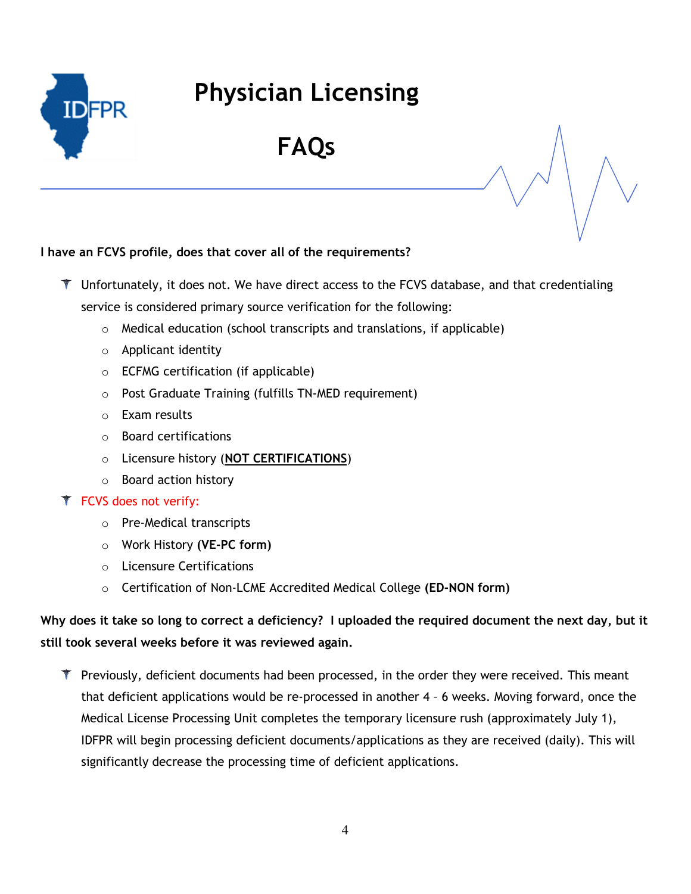# Physician Licensing

# FAQs

**I have an FCVS profile, does that cover all of the requirements?**

- Unfortunately, it does not. We have direct access to the FCVS database, and that credentialing service is considered primary source verification for the following:
  - Medical education (school transcripts and translations, if applicable)
  - Applicant identity
  - ECFMG certification (if applicable)
  - Post Graduate Training (fulfills TN-MED requirement)
  - Exam results
  - Board certifications
  - Licensure history (**NOT CERTIFICATIONS**)
  - Board action history
- FCVS does not verify:
  - Pre-Medical transcripts
  - Work History **(VE-PC form)**
  - Licensure Certifications
  - Certification of Non-LCME Accredited Medical College **(ED-NON form)**

**Why does it take so long to correct a deficiency? I uploaded the required document the next day, but it still took several weeks before it was reviewed again.**

- Previously, deficient documents had been processed, in the order they were received. This meant that deficient applications would be re-processed in another 4 – 6 weeks. Moving forward, once the Medical License Processing Unit completes the temporary licensure rush (approximately July 1), IDFPR will begin processing deficient documents/applications as they are received (daily). This will significantly decrease the processing time of deficient applications.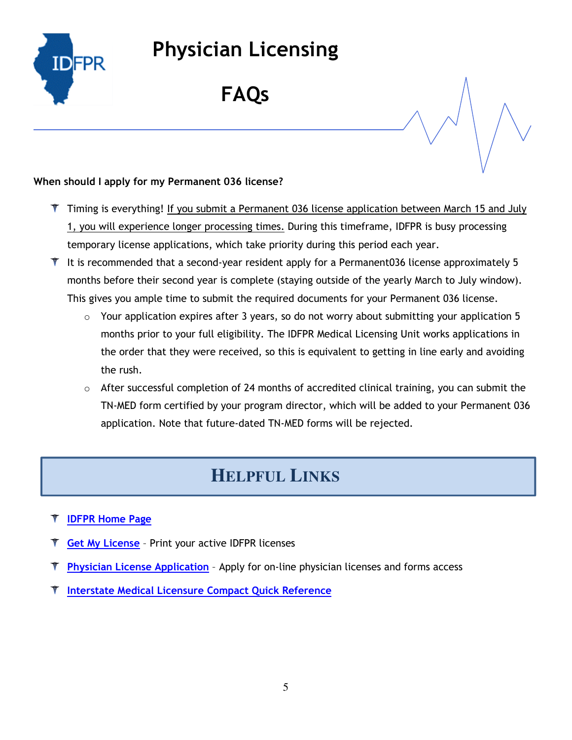# Physician Licensing

# FAQs

**When should I apply for my Permanent 036 license?**

- Timing is everything! If you submit a Permanent 036 license application between March 15 and July 1, you will experience longer processing times. During this timeframe, IDFPR is busy processing temporary license applications, which take priority during this period each year.
- It is recommended that a second-year resident apply for a Permanent036 license approximately 5 months before their second year is complete (staying outside of the yearly March to July window). This gives you ample time to submit the required documents for your Permanent 036 license.
  - Your application expires after 3 years, so do not worry about submitting your application 5 months prior to your full eligibility. The IDFPR Medical Licensing Unit works applications in the order that they were received, so this is equivalent to getting in line early and avoiding the rush.
  - After successful completion of 24 months of accredited clinical training, you can submit the TN-MED form certified by your program director, which will be added to your Permanent 036 application. Note that future-dated TN-MED forms will be rejected.

## Helpful Links

- IDFPR Home Page
- Get My License – Print your active IDFPR licenses
- Physician License Application – Apply for on-line physician licenses and forms access
- Interstate Medical Licensure Compact Quick Reference